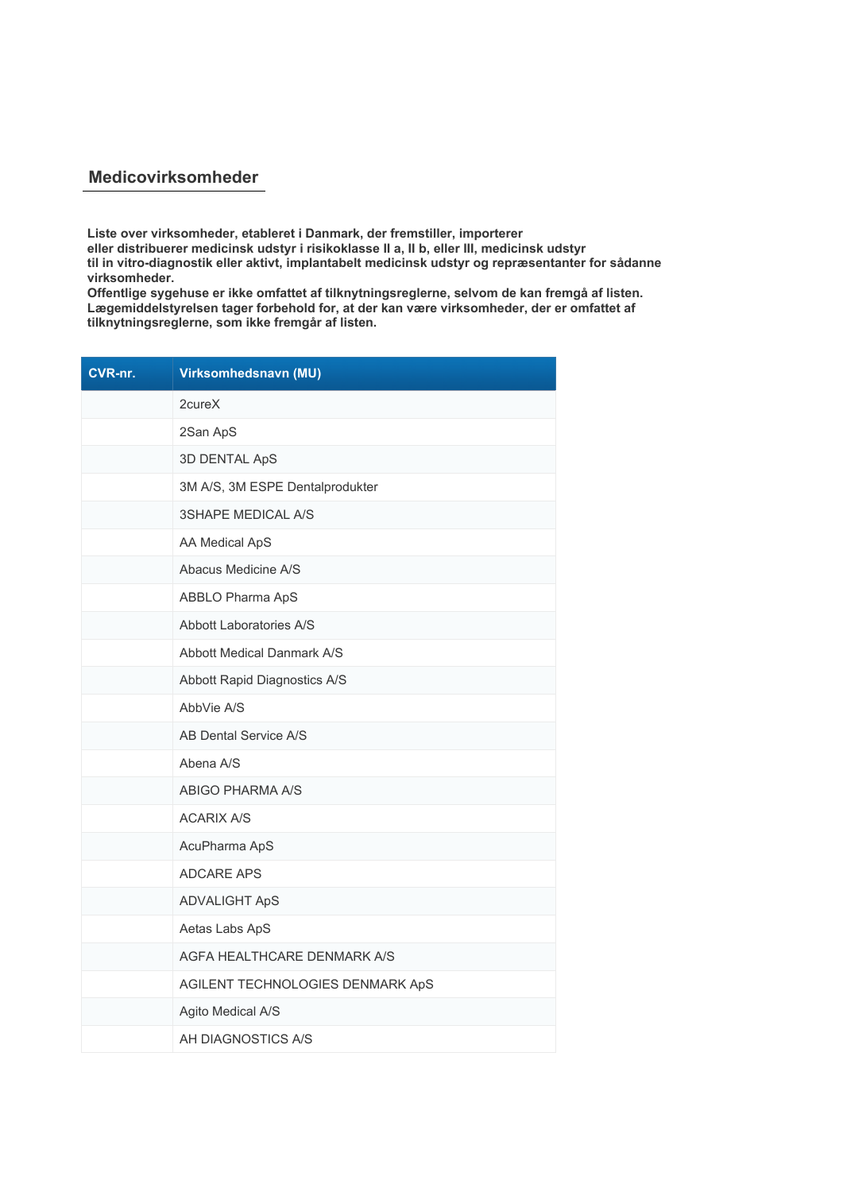## Medicovirksomheder

**Liste over virksomheder, etableret i Danmark, der fremstiller, importerer eller distribuerer medicinsk udstyr i risikoklasse II a, II b, eller III, medicinsk udstyr til in vitro-diagnostik eller aktivt, implantabelt medicinsk udstyr og repræsentanter for sådanne virksomheder.**
**Offentlige sygehuse er ikke omfattet af tilknytningsreglerne, selvom de kan fremgå af listen.**
**Lægemiddelstyrelsen tager forbehold for, at der kan være virksomheder, der er omfattet af tilknytningsreglerne, som ikke fremgår af listen.**

| CVR-nr. | Virksomhedsnavn (MU) |
|---|---|
| | 2cureX |
| | 2San ApS |
| | 3D DENTAL ApS |
| | 3M A/S, 3M ESPE Dentalprodukter |
| | 3SHAPE MEDICAL A/S |
| | AA Medical ApS |
| | Abacus Medicine A/S |
| | ABBLO Pharma ApS |
| | Abbott Laboratories A/S |
| | Abbott Medical Danmark A/S |
| | Abbott Rapid Diagnostics A/S |
| | AbbVie A/S |
| | AB Dental Service A/S |
| | Abena A/S |
| | ABIGO PHARMA A/S |
| | ACARIX A/S |
| | AcuPharma ApS |
| | ADCARE APS |
| | ADVALIGHT ApS |
| | Aetas Labs ApS |
| | AGFA HEALTHCARE DENMARK A/S |
| | AGILENT TECHNOLOGIES DENMARK ApS |
| | Agito Medical A/S |
| | AH DIAGNOSTICS A/S |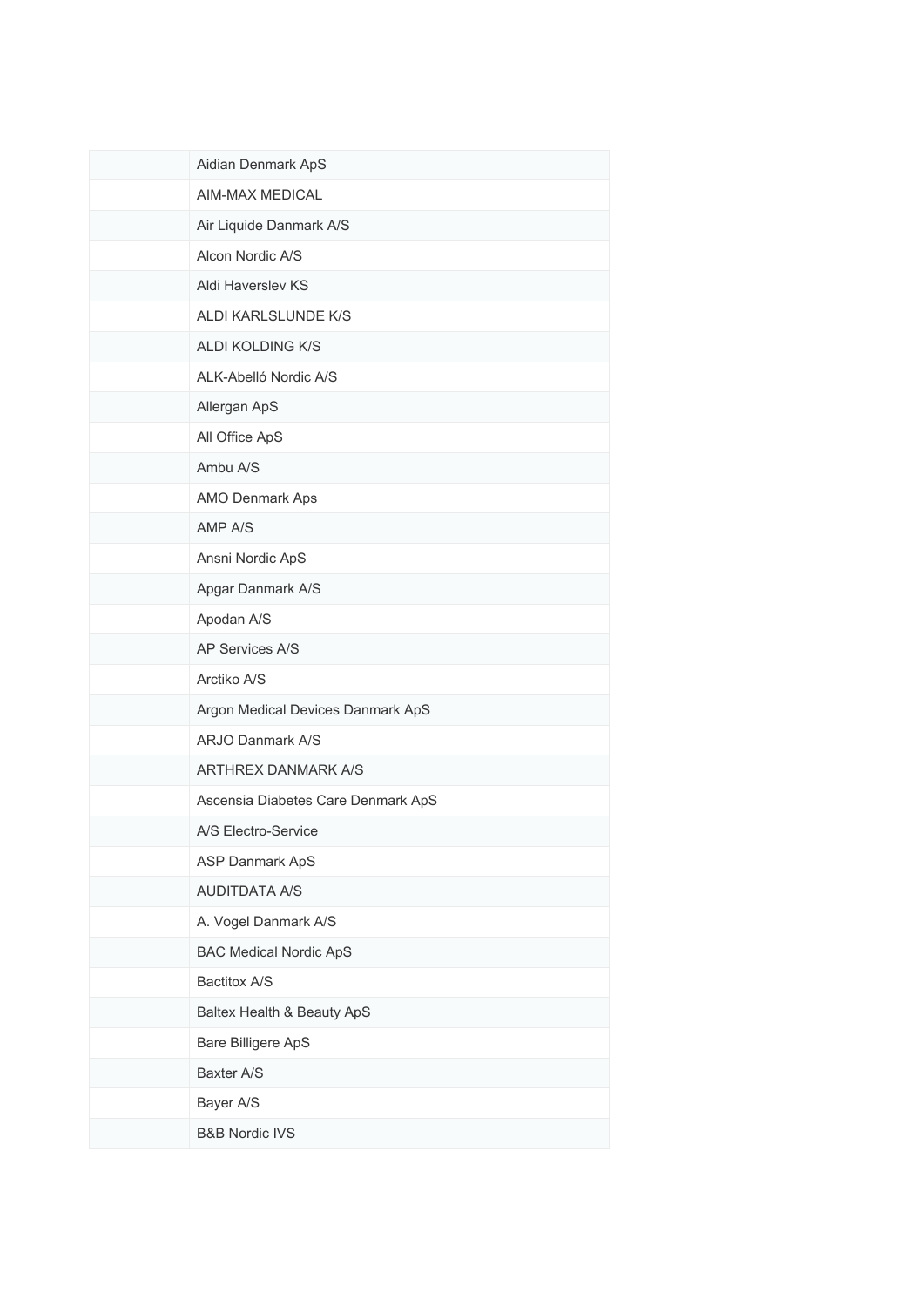| | |
|---|---|
| | Aidian Denmark ApS |
| | AIM-MAX MEDICAL |
| | Air Liquide Danmark A/S |
| | Alcon Nordic A/S |
| | Aldi Haverslev KS |
| | ALDI KARLSLUNDE K/S |
| | ALDI KOLDING K/S |
| | ALK-Abelló Nordic A/S |
| | Allergan ApS |
| | All Office ApS |
| | Ambu A/S |
| | AMO Denmark Aps |
| | AMP A/S |
| | Ansni Nordic ApS |
| | Apgar Danmark A/S |
| | Apodan A/S |
| | AP Services A/S |
| | Arctiko A/S |
| | Argon Medical Devices Danmark ApS |
| | ARJO Danmark A/S |
| | ARTHREX DANMARK A/S |
| | Ascensia Diabetes Care Denmark ApS |
| | A/S Electro-Service |
| | ASP Danmark ApS |
| | AUDITDATA A/S |
| | A. Vogel Danmark A/S |
| | BAC Medical Nordic ApS |
| | Bactitox A/S |
| | Baltex Health & Beauty ApS |
| | Bare Billigere ApS |
| | Baxter A/S |
| | Bayer A/S |
| | B&B Nordic IVS |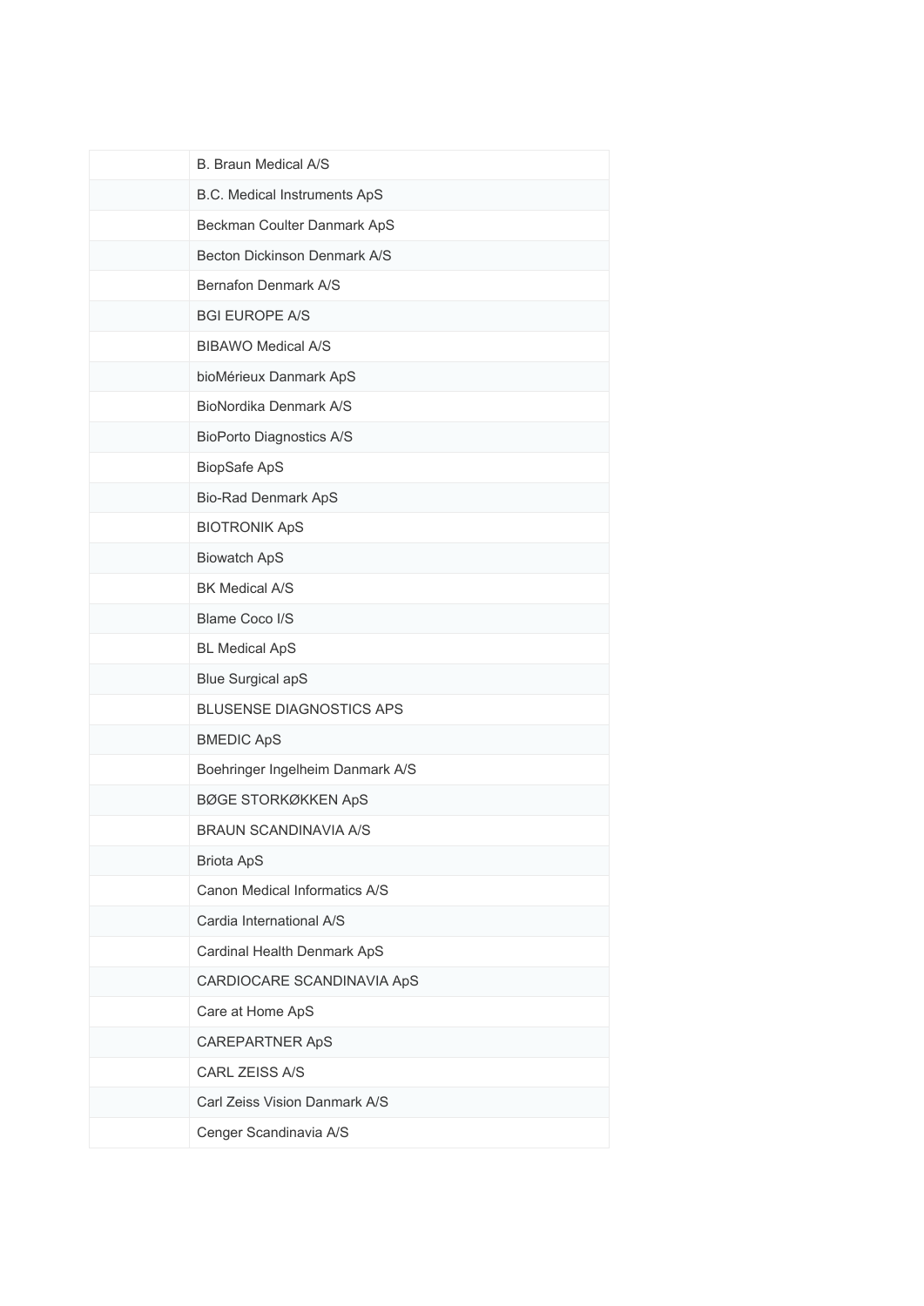| | |
|---|---|
| | B. Braun Medical A/S |
| | B.C. Medical Instruments ApS |
| | Beckman Coulter Danmark ApS |
| | Becton Dickinson Denmark A/S |
| | Bernafon Denmark A/S |
| | BGI EUROPE A/S |
| | BIBAWO Medical A/S |
| | bioMérieux Danmark ApS |
| | BioNordika Denmark A/S |
| | BioPorto Diagnostics A/S |
| | BiopSafe ApS |
| | Bio-Rad Denmark ApS |
| | BIOTRONIK ApS |
| | Biowatch ApS |
| | BK Medical A/S |
| | Blame Coco I/S |
| | BL Medical ApS |
| | Blue Surgical apS |
| | BLUSENSE DIAGNOSTICS APS |
| | BMEDIC ApS |
| | Boehringer Ingelheim Danmark A/S |
| | BØGE STORKØKKEN ApS |
| | BRAUN SCANDINAVIA A/S |
| | Briota ApS |
| | Canon Medical Informatics A/S |
| | Cardia International A/S |
| | Cardinal Health Denmark ApS |
| | CARDIOCARE SCANDINAVIA ApS |
| | Care at Home ApS |
| | CAREPARTNER ApS |
| | CARL ZEISS A/S |
| | Carl Zeiss Vision Danmark A/S |
| | Cenger Scandinavia A/S |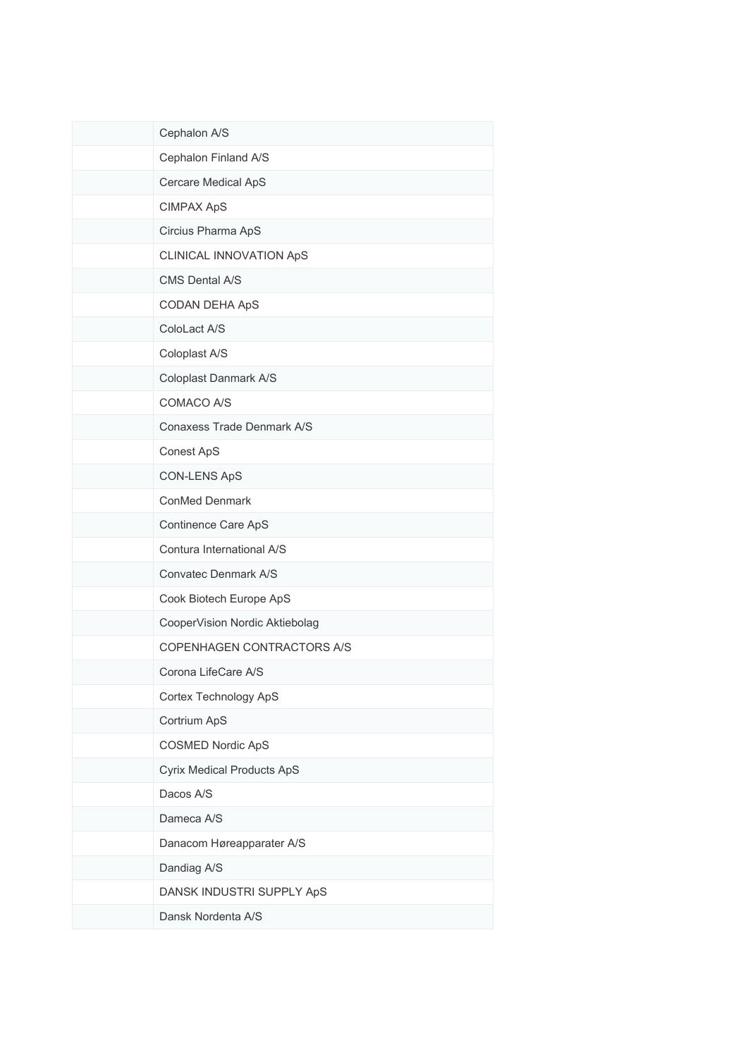| | |
|---|---|
| | Cephalon A/S |
| | Cephalon Finland A/S |
| | Cercare Medical ApS |
| | CIMPAX ApS |
| | Circius Pharma ApS |
| | CLINICAL INNOVATION ApS |
| | CMS Dental A/S |
| | CODAN DEHA ApS |
| | ColoLact A/S |
| | Coloplast A/S |
| | Coloplast Danmark A/S |
| | COMACO A/S |
| | Conaxess Trade Denmark A/S |
| | Conest ApS |
| | CON-LENS ApS |
| | ConMed Denmark |
| | Continence Care ApS |
| | Contura International A/S |
| | Convatec Denmark A/S |
| | Cook Biotech Europe ApS |
| | CooperVision Nordic Aktiebolag |
| | COPENHAGEN CONTRACTORS A/S |
| | Corona LifeCare A/S |
| | Cortex Technology ApS |
| | Cortrium ApS |
| | COSMED Nordic ApS |
| | Cyrix Medical Products ApS |
| | Dacos A/S |
| | Dameca A/S |
| | Danacom Høreapparater A/S |
| | Dandiag A/S |
| | DANSK INDUSTRI SUPPLY ApS |
| | Dansk Nordenta A/S |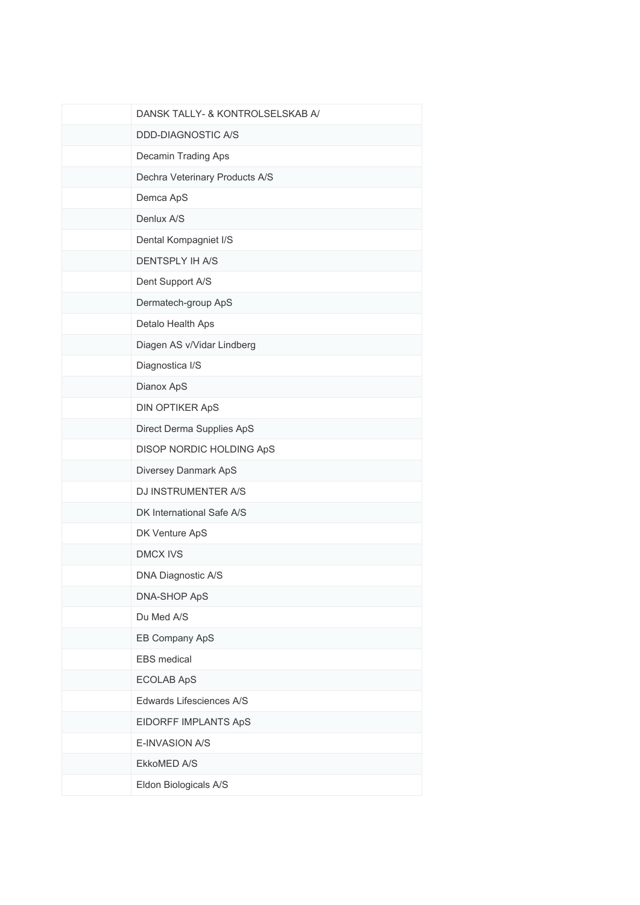| | |
|---|---|
| | DANSK TALLY- & KONTROLSELSKAB A/ |
| | DDD-DIAGNOSTIC A/S |
| | Decamin Trading Aps |
| | Dechra Veterinary Products A/S |
| | Demca ApS |
| | Denlux A/S |
| | Dental Kompagniet I/S |
| | DENTSPLY IH A/S |
| | Dent Support A/S |
| | Dermatech-group ApS |
| | Detalo Health Aps |
| | Diagen AS v/Vidar Lindberg |
| | Diagnostica I/S |
| | Dianox ApS |
| | DIN OPTIKER ApS |
| | Direct Derma Supplies ApS |
| | DISOP NORDIC HOLDING ApS |
| | Diversey Danmark ApS |
| | DJ INSTRUMENTER A/S |
| | DK International Safe A/S |
| | DK Venture ApS |
| | DMCX IVS |
| | DNA Diagnostic A/S |
| | DNA-SHOP ApS |
| | Du Med A/S |
| | EB Company ApS |
| | EBS medical |
| | ECOLAB ApS |
| | Edwards Lifesciences A/S |
| | EIDORFF IMPLANTS ApS |
| | E-INVASION A/S |
| | EkkoMED A/S |
| | Eldon Biologicals A/S |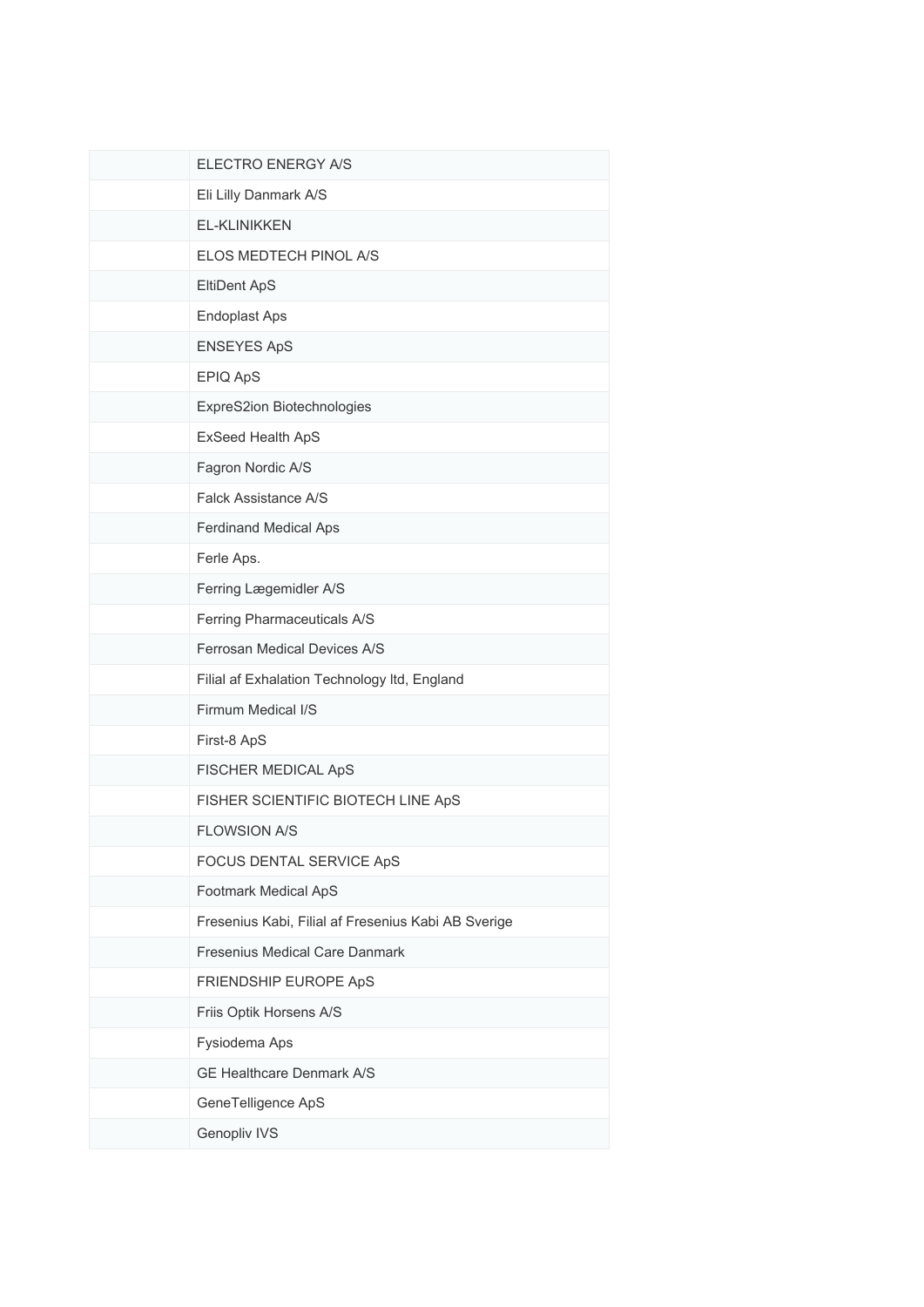| | |
|---|---|
| | ELECTRO ENERGY A/S |
| | Eli Lilly Danmark A/S |
| | EL-KLINIKKEN |
| | ELOS MEDTECH PINOL A/S |
| | EltiDent ApS |
| | Endoplast Aps |
| | ENSEYES ApS |
| | EPIQ ApS |
| | ExpreS2ion Biotechnologies |
| | ExSeed Health ApS |
| | Fagron Nordic A/S |
| | Falck Assistance A/S |
| | Ferdinand Medical Aps |
| | Ferle Aps. |
| | Ferring Lægemidler A/S |
| | Ferring Pharmaceuticals A/S |
| | Ferrosan Medical Devices A/S |
| | Filial af Exhalation Technology ltd, England |
| | Firmum Medical I/S |
| | First-8 ApS |
| | FISCHER MEDICAL ApS |
| | FISHER SCIENTIFIC BIOTECH LINE ApS |
| | FLOWSION A/S |
| | FOCUS DENTAL SERVICE ApS |
| | Footmark Medical ApS |
| | Fresenius Kabi, Filial af Fresenius Kabi AB Sverige |
| | Fresenius Medical Care Danmark |
| | FRIENDSHIP EUROPE ApS |
| | Friis Optik Horsens A/S |
| | Fysiodema Aps |
| | GE Healthcare Denmark A/S |
| | GeneTelligence ApS |
| | Genopliv IVS |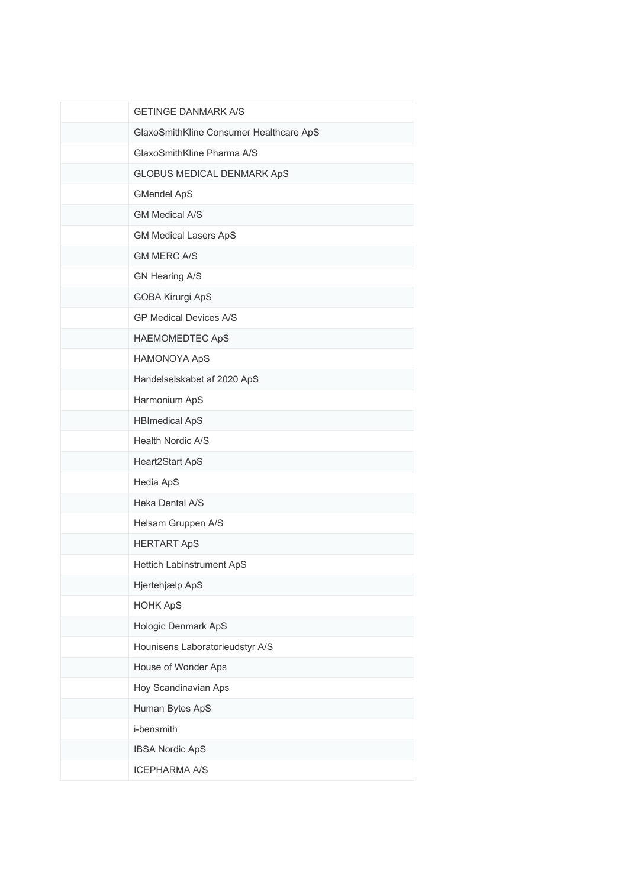| | |
|---|---|
| | GETINGE DANMARK A/S |
| | GlaxoSmithKline Consumer Healthcare ApS |
| | GlaxoSmithKline Pharma A/S |
| | GLOBUS MEDICAL DENMARK ApS |
| | GMendel ApS |
| | GM Medical A/S |
| | GM Medical Lasers ApS |
| | GM MERC A/S |
| | GN Hearing A/S |
| | GOBA Kirurgi ApS |
| | GP Medical Devices A/S |
| | HAEMOMEDTEC ApS |
| | HAMONOYA ApS |
| | Handelselskabet af 2020 ApS |
| | Harmonium ApS |
| | HBImedical ApS |
| | Health Nordic A/S |
| | Heart2Start ApS |
| | Hedia ApS |
| | Heka Dental A/S |
| | Helsam Gruppen A/S |
| | HERTART ApS |
| | Hettich Labinstrument ApS |
| | Hjertehjælp ApS |
| | HOHK ApS |
| | Hologic Denmark ApS |
| | Hounisens Laboratorieudstyr A/S |
| | House of Wonder Aps |
| | Hoy Scandinavian Aps |
| | Human Bytes ApS |
| | i-bensmith |
| | IBSA Nordic ApS |
| | ICEPHARMA A/S |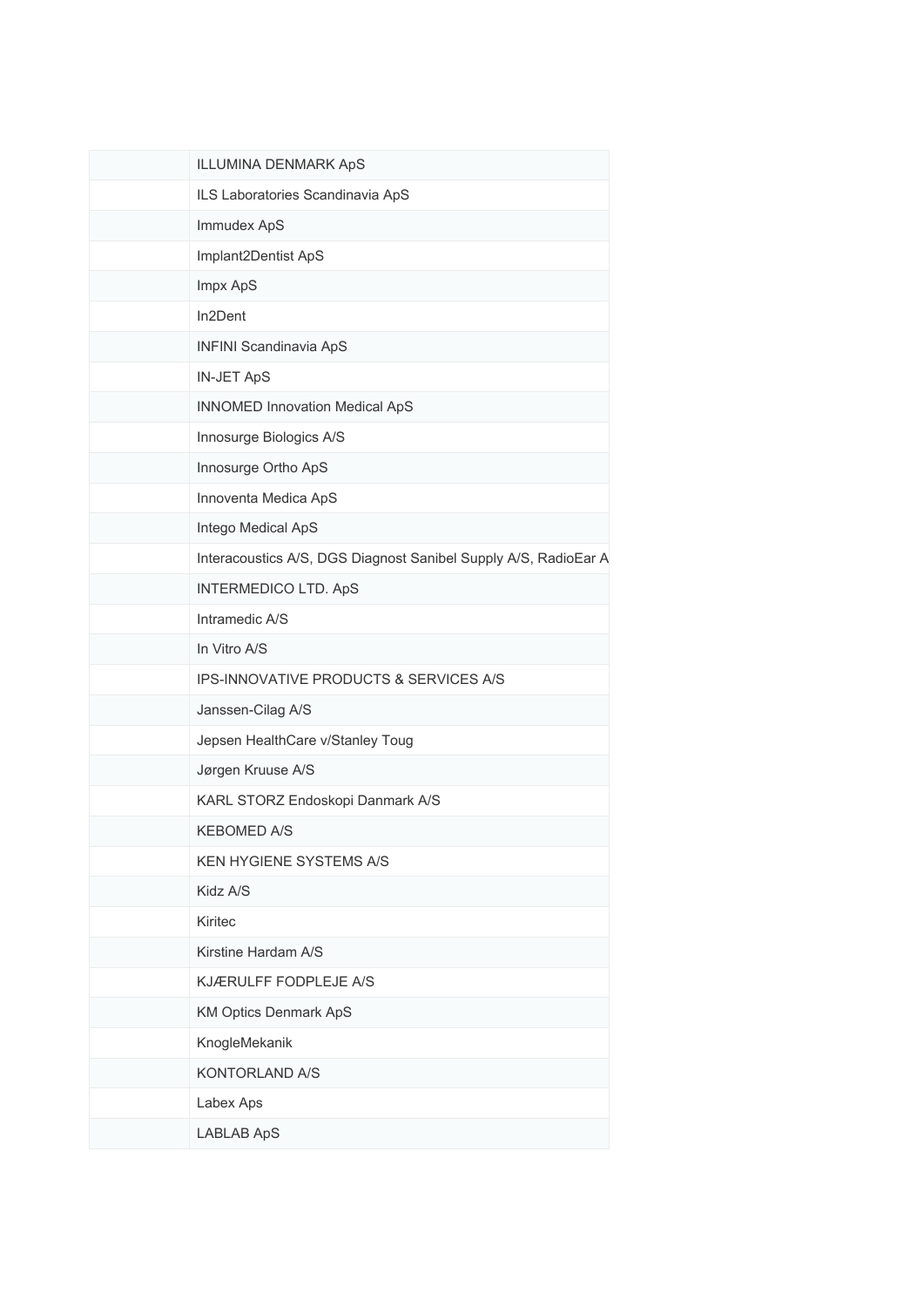| | |
|---|---|
| | ILLUMINA DENMARK ApS |
| | ILS Laboratories Scandinavia ApS |
| | Immudex ApS |
| | Implant2Dentist ApS |
| | Impx ApS |
| | In2Dent |
| | INFINI Scandinavia ApS |
| | IN-JET ApS |
| | INNOMED Innovation Medical ApS |
| | Innosurge Biologics A/S |
| | Innosurge Ortho ApS |
| | Innoventa Medica ApS |
| | Intego Medical ApS |
| | Interacoustics A/S, DGS Diagnost Sanibel Supply A/S, RadioEar A |
| | INTERMEDICO LTD. ApS |
| | Intramedic A/S |
| | In Vitro A/S |
| | IPS-INNOVATIVE PRODUCTS & SERVICES A/S |
| | Janssen-Cilag A/S |
| | Jepsen HealthCare v/Stanley Toug |
| | Jørgen Kruuse A/S |
| | KARL STORZ Endoskopi Danmark A/S |
| | KEBOMED A/S |
| | KEN HYGIENE SYSTEMS A/S |
| | Kidz A/S |
| | Kiritec |
| | Kirstine Hardam A/S |
| | KJÆRULFF FODPLEJE A/S |
| | KM Optics Denmark ApS |
| | KnogleMekanik |
| | KONTORLAND A/S |
| | Labex Aps |
| | LABLAB ApS |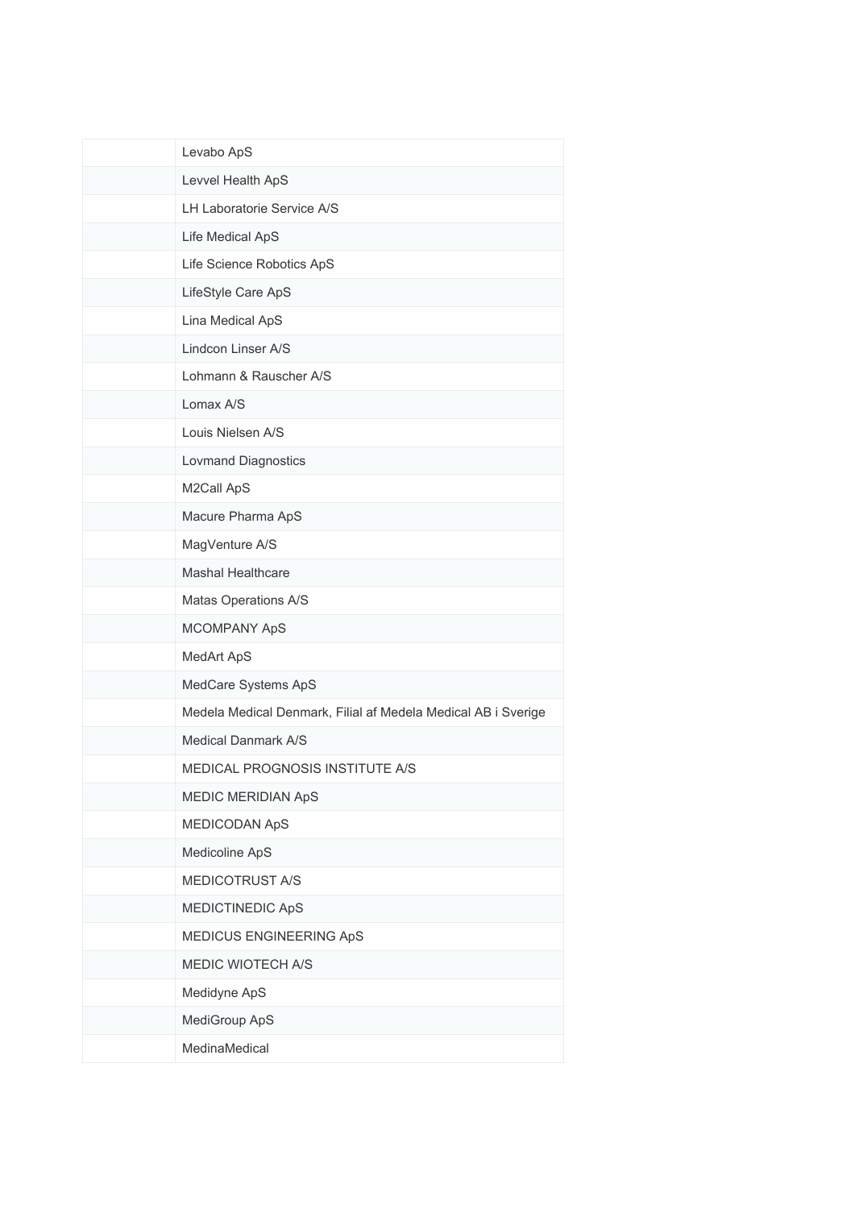| | |
|---|---|
| | Levabo ApS |
| | Levvel Health ApS |
| | LH Laboratorie Service A/S |
| | Life Medical ApS |
| | Life Science Robotics ApS |
| | LifeStyle Care ApS |
| | Lina Medical ApS |
| | Lindcon Linser A/S |
| | Lohmann & Rauscher A/S |
| | Lomax A/S |
| | Louis Nielsen A/S |
| | Lovmand Diagnostics |
| | M2Call ApS |
| | Macure Pharma ApS |
| | MagVenture A/S |
| | Mashal Healthcare |
| | Matas Operations A/S |
| | MCOMPANY ApS |
| | MedArt ApS |
| | MedCare Systems ApS |
| | Medela Medical Denmark, Filial af Medela Medical AB i Sverige |
| | Medical Danmark A/S |
| | MEDICAL PROGNOSIS INSTITUTE A/S |
| | MEDIC MERIDIAN ApS |
| | MEDICODAN ApS |
| | Medicoline ApS |
| | MEDICOTRUST A/S |
| | MEDICTINEDIC ApS |
| | MEDICUS ENGINEERING ApS |
| | MEDIC WIOTECH A/S |
| | Medidyne ApS |
| | MediGroup ApS |
| | MedinaMedical |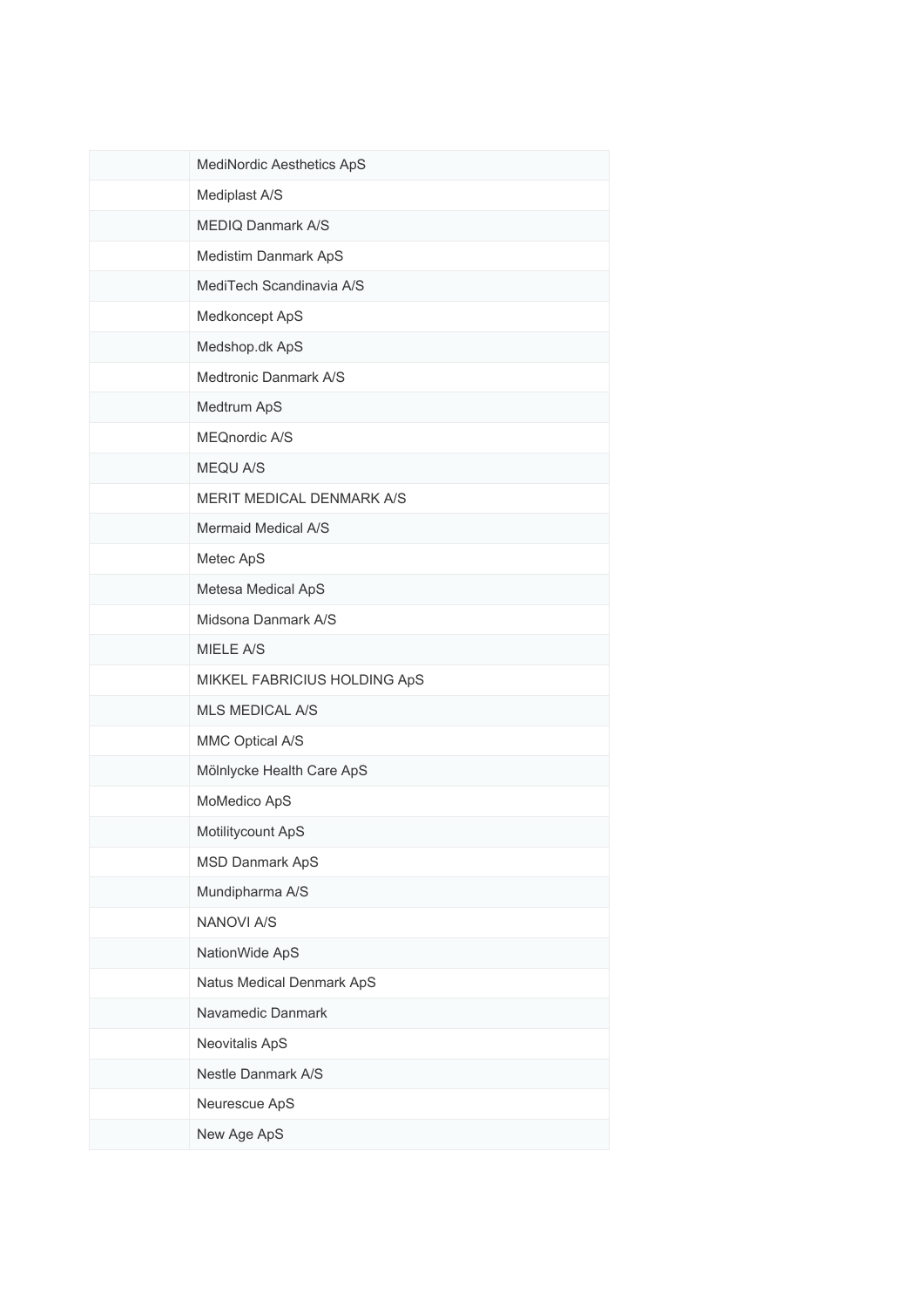|  |  |
|---|---|
|  | MediNordic Aesthetics ApS |
|  | Mediplast A/S |
|  | MEDIQ Danmark A/S |
|  | Medistim Danmark ApS |
|  | MediTech Scandinavia A/S |
|  | Medkoncept ApS |
|  | Medshop.dk ApS |
|  | Medtronic Danmark A/S |
|  | Medtrum ApS |
|  | MEQnordic A/S |
|  | MEQU A/S |
|  | MERIT MEDICAL DENMARK A/S |
|  | Mermaid Medical A/S |
|  | Metec ApS |
|  | Metesa Medical ApS |
|  | Midsona Danmark A/S |
|  | MIELE A/S |
|  | MIKKEL FABRICIUS HOLDING ApS |
|  | MLS MEDICAL A/S |
|  | MMC Optical A/S |
|  | Mölnlycke Health Care ApS |
|  | MoMedico ApS |
|  | Motilitycount ApS |
|  | MSD Danmark ApS |
|  | Mundipharma A/S |
|  | NANOVI A/S |
|  | NationWide ApS |
|  | Natus Medical Denmark ApS |
|  | Navamedic Danmark |
|  | Neovitalis ApS |
|  | Nestle Danmark A/S |
|  | Neurescue ApS |
|  | New Age ApS |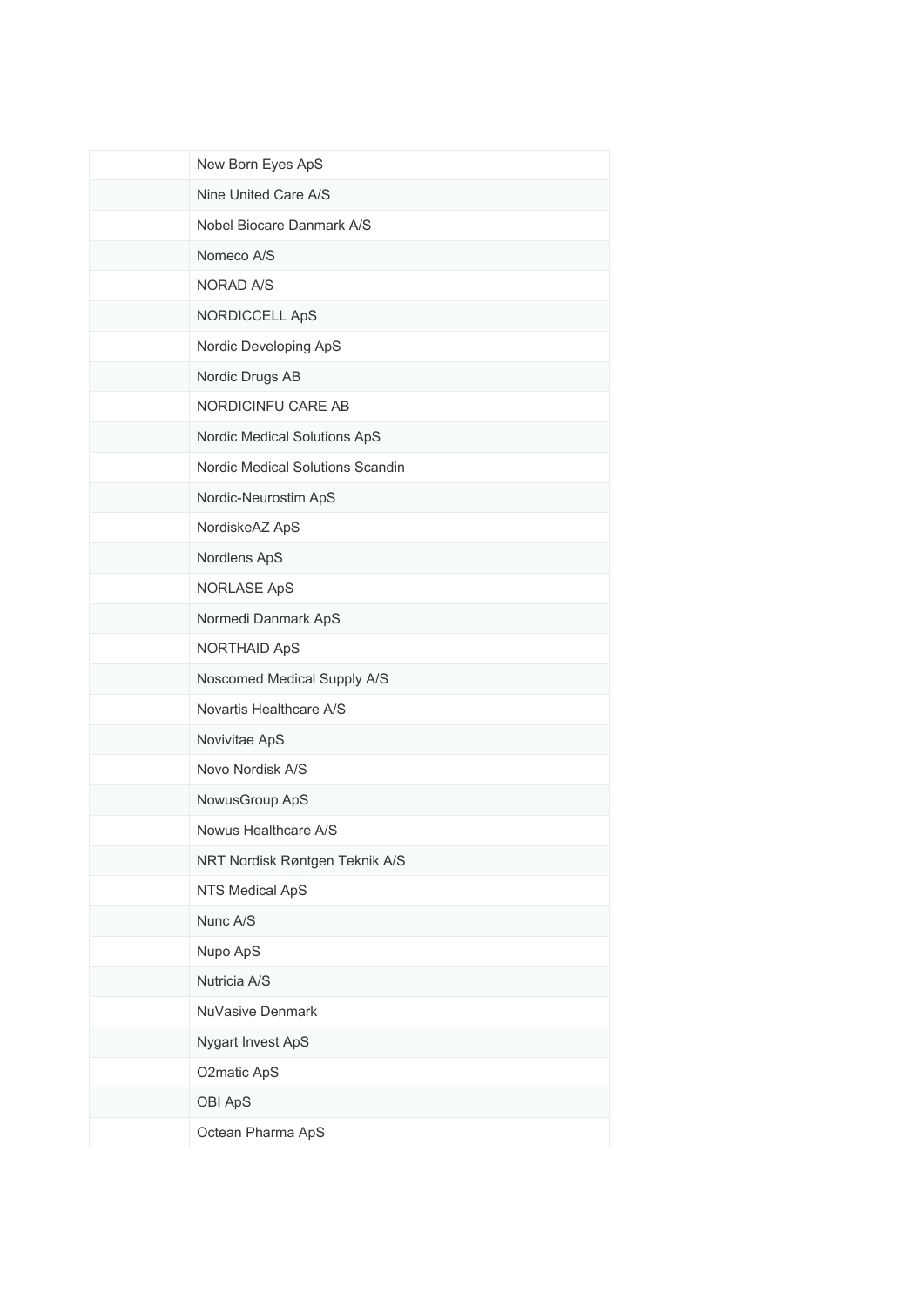| | |
|---|---|
| | New Born Eyes ApS |
| | Nine United Care A/S |
| | Nobel Biocare Danmark A/S |
| | Nomeco A/S |
| | NORAD A/S |
| | NORDICCELL ApS |
| | Nordic Developing ApS |
| | Nordic Drugs AB |
| | NORDICINFU CARE AB |
| | Nordic Medical Solutions ApS |
| | Nordic Medical Solutions Scandin |
| | Nordic-Neurostim ApS |
| | NordiskeAZ ApS |
| | Nordlens ApS |
| | NORLASE ApS |
| | Normedi Danmark ApS |
| | NORTHAID ApS |
| | Noscomed Medical Supply A/S |
| | Novartis Healthcare A/S |
| | Novivitae ApS |
| | Novo Nordisk A/S |
| | NowusGroup ApS |
| | Nowus Healthcare A/S |
| | NRT Nordisk Røntgen Teknik A/S |
| | NTS Medical ApS |
| | Nunc A/S |
| | Nupo ApS |
| | Nutricia A/S |
| | NuVasive Denmark |
| | Nygart Invest ApS |
| | O2matic ApS |
| | OBI ApS |
| | Octean Pharma ApS |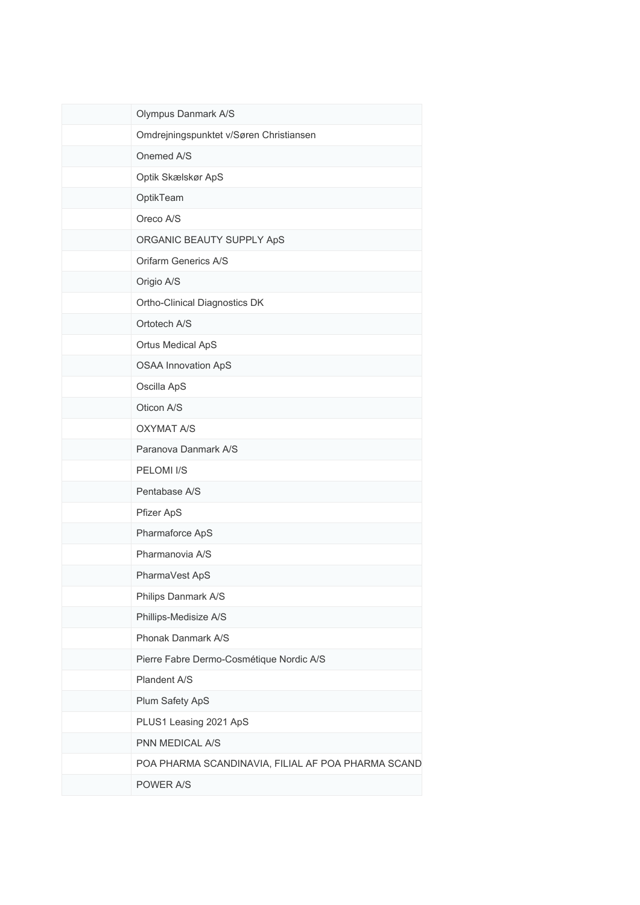| | |
|---|---|
| | Olympus Danmark A/S |
| | Omdrejningspunktet v/Søren Christiansen |
| | Onemed A/S |
| | Optik Skælskør ApS |
| | OptikTeam |
| | Oreco A/S |
| | ORGANIC BEAUTY SUPPLY ApS |
| | Orifarm Generics A/S |
| | Origio A/S |
| | Ortho-Clinical Diagnostics DK |
| | Ortotech A/S |
| | Ortus Medical ApS |
| | OSAA Innovation ApS |
| | Oscilla ApS |
| | Oticon A/S |
| | OXYMAT A/S |
| | Paranova Danmark A/S |
| | PELOMI I/S |
| | Pentabase A/S |
| | Pfizer ApS |
| | Pharmaforce ApS |
| | Pharmanovia A/S |
| | PharmaVest ApS |
| | Philips Danmark A/S |
| | Phillips-Medisize A/S |
| | Phonak Danmark A/S |
| | Pierre Fabre Dermo-Cosmétique Nordic A/S |
| | Plandent A/S |
| | Plum Safety ApS |
| | PLUS1 Leasing 2021 ApS |
| | PNN MEDICAL A/S |
| | POA PHARMA SCANDINAVIA, FILIAL AF POA PHARMA SCAND |
| | POWER A/S |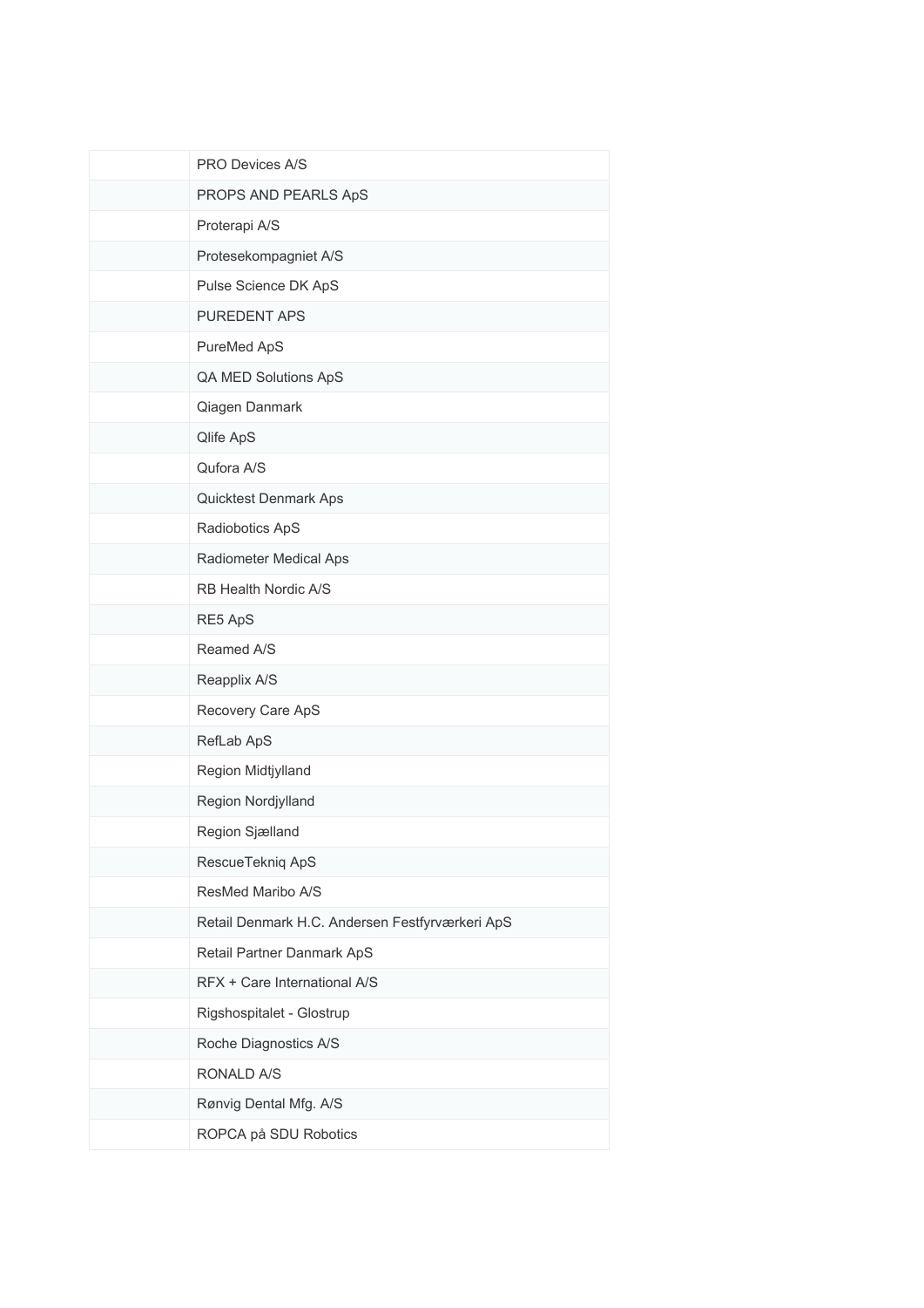|  |  |
|---|---|
|  | PRO Devices A/S |
|  | PROPS AND PEARLS ApS |
|  | Proterapi A/S |
|  | Protesekompagniet A/S |
|  | Pulse Science DK ApS |
|  | PUREDENT APS |
|  | PureMed ApS |
|  | QA MED Solutions ApS |
|  | Qiagen Danmark |
|  | Qlife ApS |
|  | Qufora A/S |
|  | Quicktest Denmark Aps |
|  | Radiobotics ApS |
|  | Radiometer Medical Aps |
|  | RB Health Nordic A/S |
|  | RE5 ApS |
|  | Reamed A/S |
|  | Reapplix A/S |
|  | Recovery Care ApS |
|  | RefLab ApS |
|  | Region Midtjylland |
|  | Region Nordjylland |
|  | Region Sjælland |
|  | RescueTekniq ApS |
|  | ResMed Maribo A/S |
|  | Retail Denmark H.C. Andersen Festfyrværkeri ApS |
|  | Retail Partner Danmark ApS |
|  | RFX + Care International A/S |
|  | Rigshospitalet - Glostrup |
|  | Roche Diagnostics A/S |
|  | RONALD A/S |
|  | Rønvig Dental Mfg. A/S |
|  | ROPCA på SDU Robotics |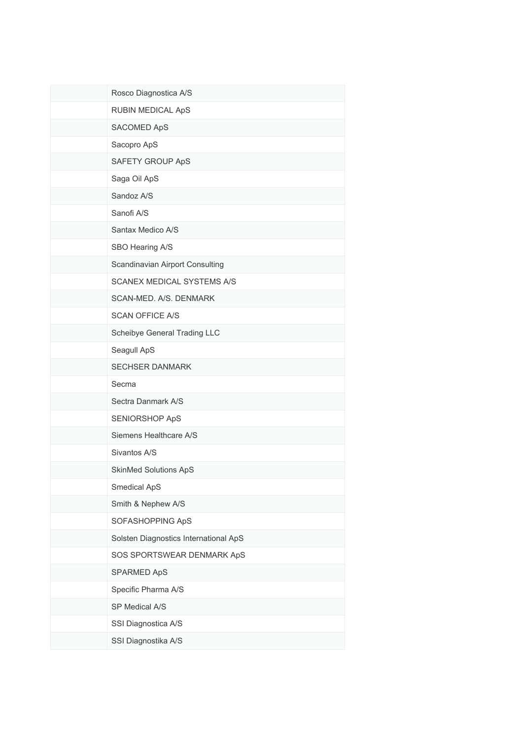| | |
|---|---|
| | Rosco Diagnostica A/S |
| | RUBIN MEDICAL ApS |
| | SACOMED ApS |
| | Sacopro ApS |
| | SAFETY GROUP ApS |
| | Saga Oil ApS |
| | Sandoz A/S |
| | Sanofi A/S |
| | Santax Medico A/S |
| | SBO Hearing A/S |
| | Scandinavian Airport Consulting |
| | SCANEX MEDICAL SYSTEMS A/S |
| | SCAN-MED. A/S. DENMARK |
| | SCAN OFFICE A/S |
| | Scheibye General Trading LLC |
| | Seagull ApS |
| | SECHSER DANMARK |
| | Secma |
| | Sectra Danmark A/S |
| | SENIORSHOP ApS |
| | Siemens Healthcare A/S |
| | Sivantos A/S |
| | SkinMed Solutions ApS |
| | Smedical ApS |
| | Smith & Nephew A/S |
| | SOFASHOPPING ApS |
| | Solsten Diagnostics International ApS |
| | SOS SPORTSWEAR DENMARK ApS |
| | SPARMED ApS |
| | Specific Pharma A/S |
| | SP Medical A/S |
| | SSI Diagnostica A/S |
| | SSI Diagnostika A/S |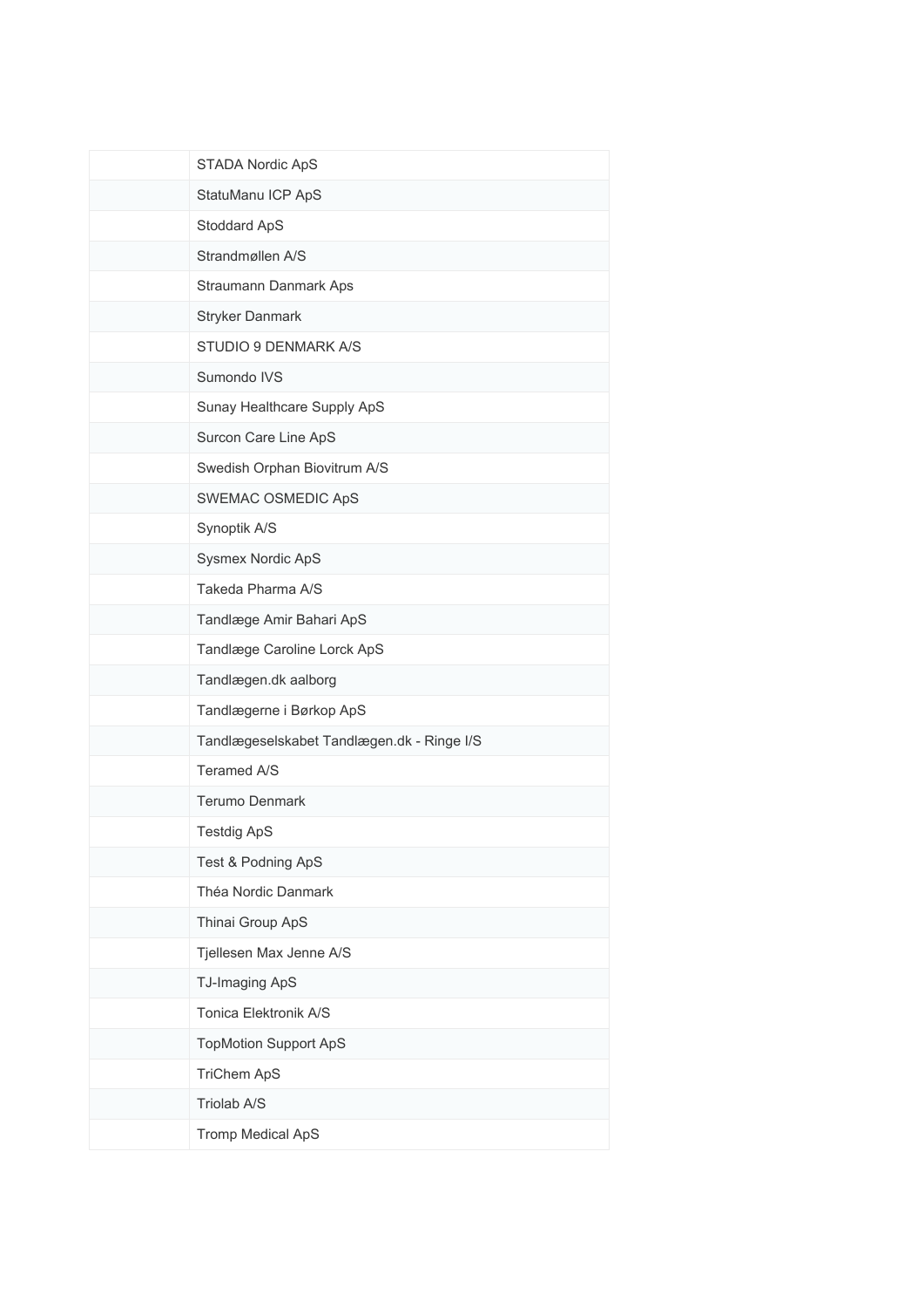|  |  |
| --- | --- |
|  | STADA Nordic ApS |
|  | StatuManu ICP ApS |
|  | Stoddard ApS |
|  | Strandmøllen A/S |
|  | Straumann Danmark Aps |
|  | Stryker Danmark |
|  | STUDIO 9 DENMARK A/S |
|  | Sumondo IVS |
|  | Sunay Healthcare Supply ApS |
|  | Surcon Care Line ApS |
|  | Swedish Orphan Biovitrum A/S |
|  | SWEMAC OSMEDIC ApS |
|  | Synoptik A/S |
|  | Sysmex Nordic ApS |
|  | Takeda Pharma A/S |
|  | Tandlæge Amir Bahari ApS |
|  | Tandlæge Caroline Lorck ApS |
|  | Tandlægen.dk aalborg |
|  | Tandlægerne i Børkop ApS |
|  | Tandlægeselskabet Tandlægen.dk - Ringe I/S |
|  | Teramed A/S |
|  | Terumo Denmark |
|  | Testdig ApS |
|  | Test & Podning ApS |
|  | Théa Nordic Danmark |
|  | Thinai Group ApS |
|  | Tjellesen Max Jenne A/S |
|  | TJ-Imaging ApS |
|  | Tonica Elektronik A/S |
|  | TopMotion Support ApS |
|  | TriChem ApS |
|  | Triolab A/S |
|  | Tromp Medical ApS |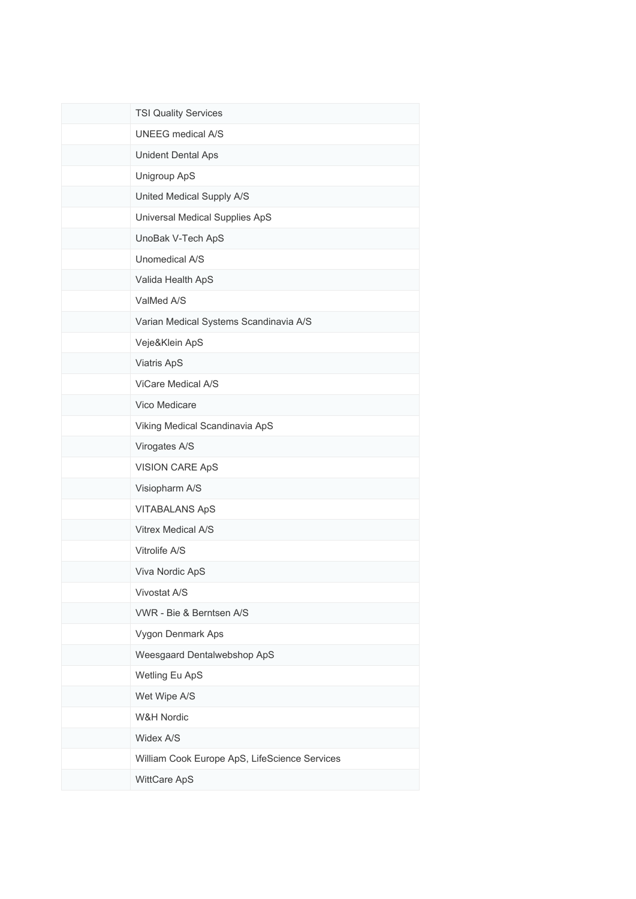| | |
|---|---|
| | TSI Quality Services |
| | UNEEG medical A/S |
| | Unident Dental Aps |
| | Unigroup ApS |
| | United Medical Supply A/S |
| | Universal Medical Supplies ApS |
| | UnoBak V-Tech ApS |
| | Unomedical A/S |
| | Valida Health ApS |
| | ValMed A/S |
| | Varian Medical Systems Scandinavia A/S |
| | Veje&Klein ApS |
| | Viatris ApS |
| | ViCare Medical A/S |
| | Vico Medicare |
| | Viking Medical Scandinavia ApS |
| | Virogates A/S |
| | VISION CARE ApS |
| | Visiopharm A/S |
| | VITABALANS ApS |
| | Vitrex Medical A/S |
| | Vitrolife A/S |
| | Viva Nordic ApS |
| | Vivostat A/S |
| | VWR - Bie & Berntsen A/S |
| | Vygon Denmark Aps |
| | Weesgaard Dentalwebshop ApS |
| | Wetling Eu ApS |
| | Wet Wipe A/S |
| | W&H Nordic |
| | Widex A/S |
| | William Cook Europe ApS, LifeScience Services |
| | WittCare ApS |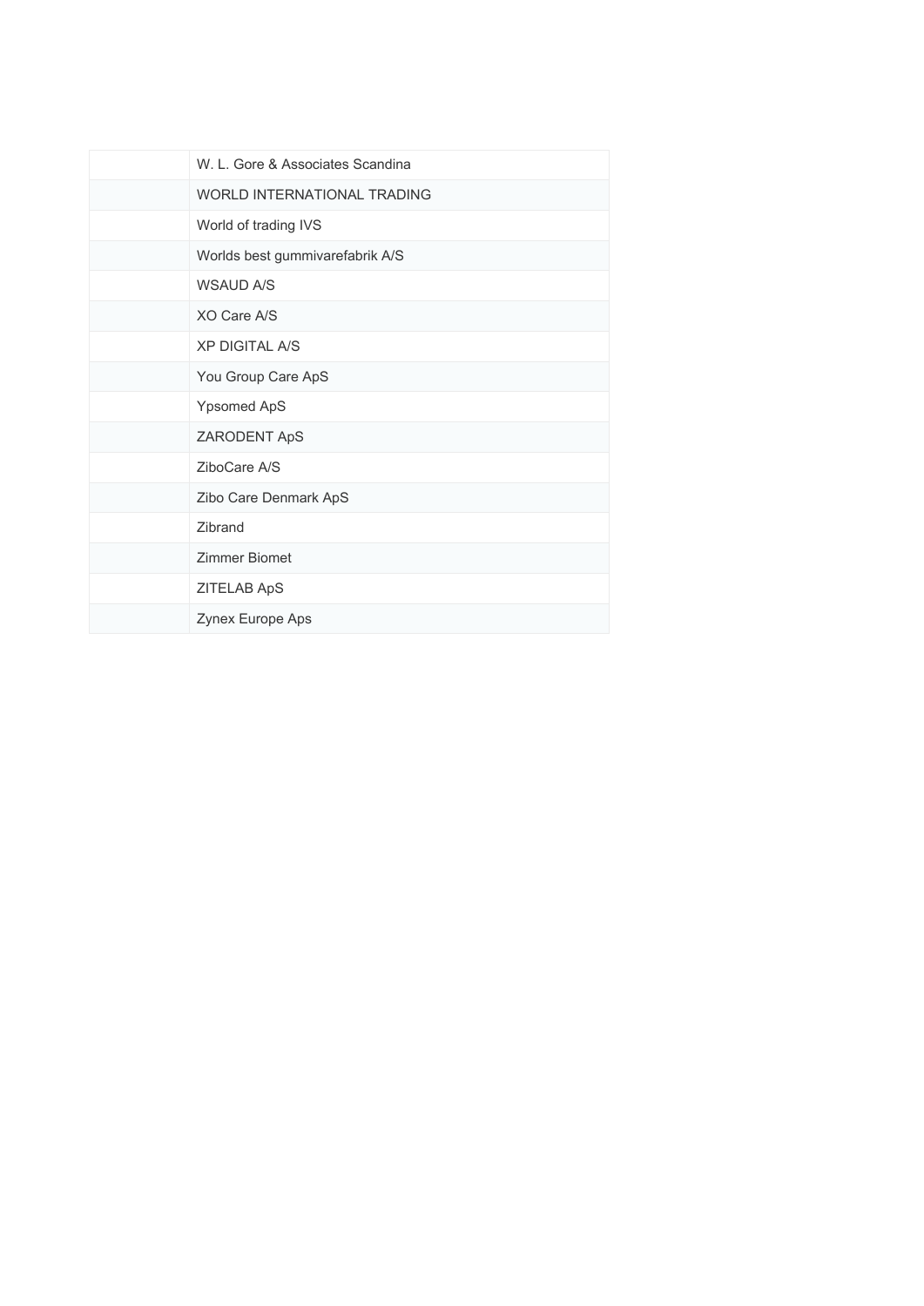| | |
|---|---|
| | W. L. Gore & Associates Scandina |
| | WORLD INTERNATIONAL TRADING |
| | World of trading IVS |
| | Worlds best gummivarefabrik A/S |
| | WSAUD A/S |
| | XO Care A/S |
| | XP DIGITAL A/S |
| | You Group Care ApS |
| | Ypsomed ApS |
| | ZARODENT ApS |
| | ZiboCare A/S |
| | Zibo Care Denmark ApS |
| | Zibrand |
| | Zimmer Biomet |
| | ZITELAB ApS |
| | Zynex Europe Aps |